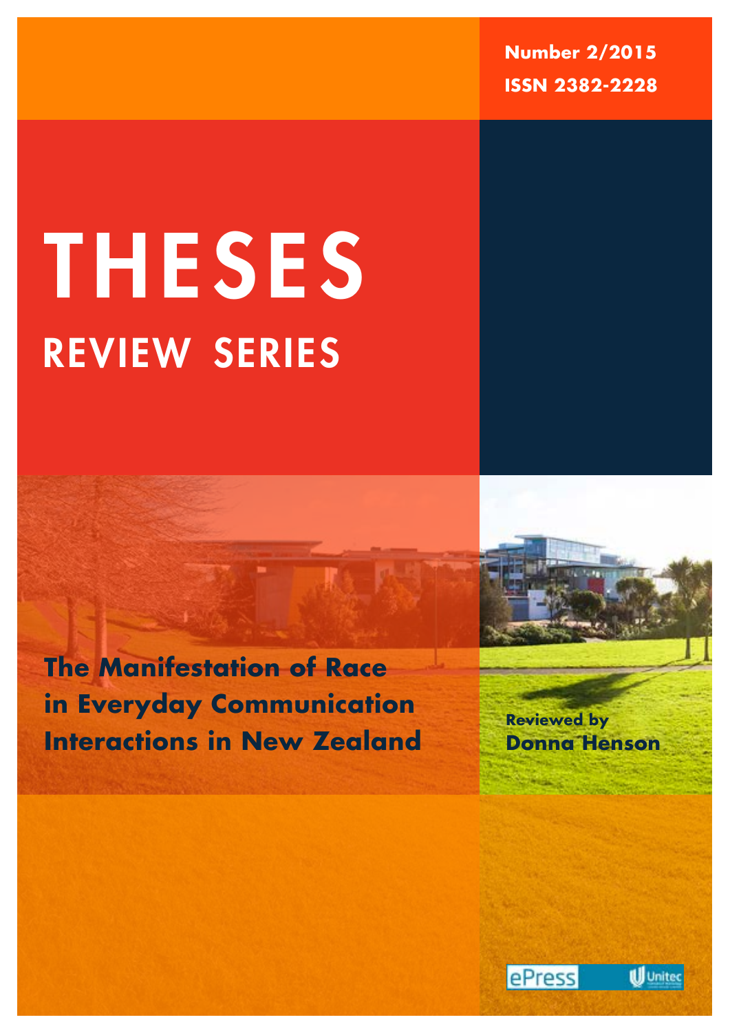Number 2/2015

ISSN 2382-2228

# THESES

## REVIEW SERIES

**The Manifestation of Race in Everyday Communication Interactions in New Zealand**

Reviewed by

**Donna Henson**

ePress Unitec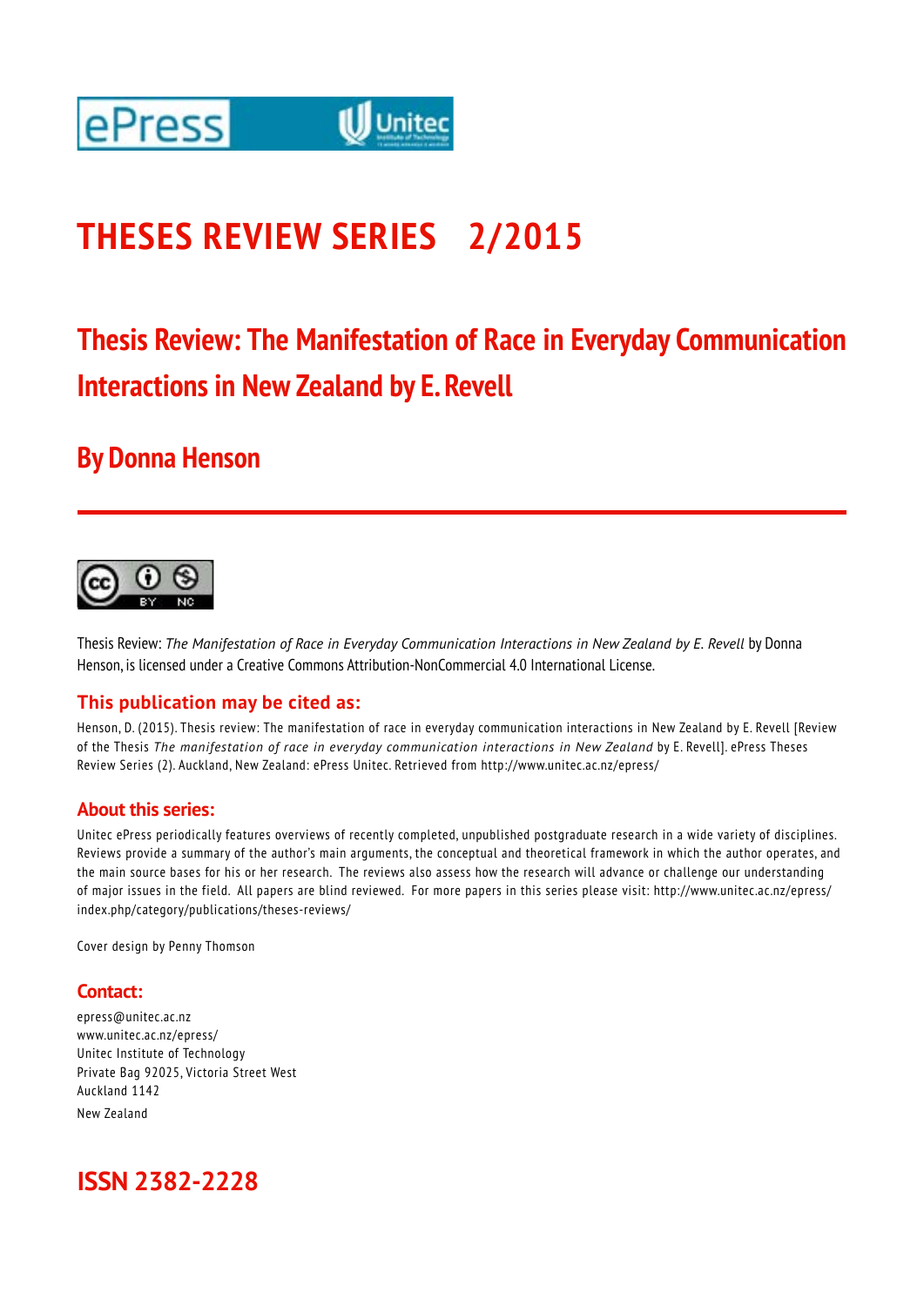# THESES REVIEW SERIES 2/2015

## Thesis Review: The Manifestation of Race in Everyday Communication Interactions in New Zealand by E. Revell

## By Donna Henson

---

Thesis Review: *The Manifestation of Race in Everyday Communication Interactions in New Zealand by E. Revell* by Donna Henson, is licensed under a Creative Commons Attribution-NonCommercial 4.0 International License.

### This publication may be cited as:

Henson, D. (2015). Thesis review: The manifestation of race in everyday communication interactions in New Zealand by E. Revell [Review of the Thesis *The manifestation of race in everyday communication interactions in New Zealand* by E. Revell]. ePress Theses Review Series (2). Auckland, New Zealand: ePress Unitec. Retrieved from http://www.unitec.ac.nz/epress/

### About this series:

Unitec ePress periodically features overviews of recently completed, unpublished postgraduate research in a wide variety of disciplines. Reviews provide a summary of the author's main arguments, the conceptual and theoretical framework in which the author operates, and the main source bases for his or her research. The reviews also assess how the research will advance or challenge our understanding of major issues in the field. All papers are blind reviewed. For more papers in this series please visit: http://www.unitec.ac.nz/epress/index.php/category/publications/theses-reviews/

Cover design by Penny Thomson

### Contact:

epress@unitec.ac.nz
www.unitec.ac.nz/epress/
Unitec Institute of Technology
Private Bag 92025, Victoria Street West
Auckland 1142
New Zealand

## ISSN 2382-2228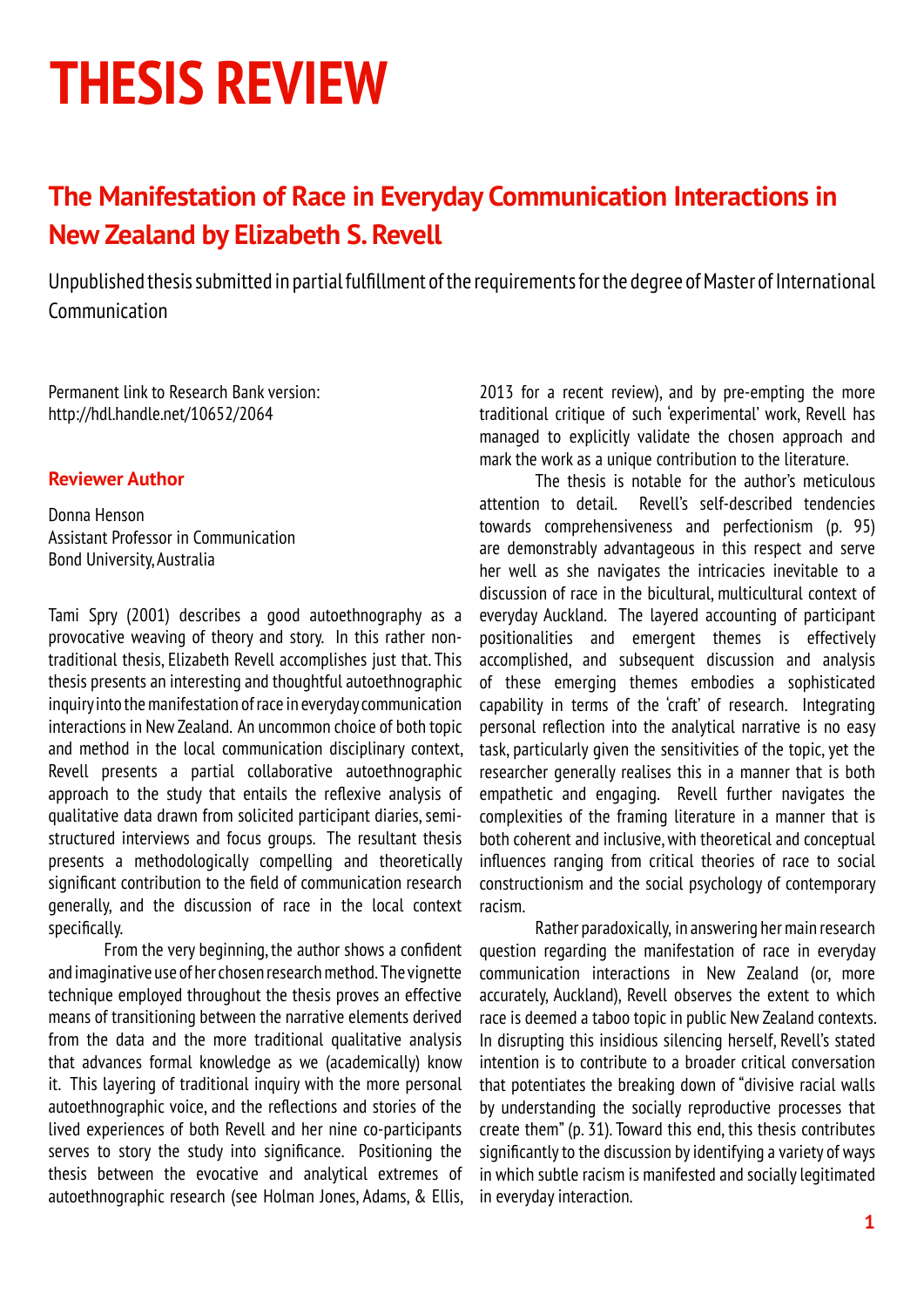# THESIS REVIEW

## The Manifestation of Race in Everyday Communication Interactions in New Zealand by Elizabeth S. Revell

Unpublished thesis submitted in partial fulfillment of the requirements for the degree of Master of International Communication

Permanent link to Research Bank version: http://hdl.handle.net/10652/2064

### Reviewer Author

Donna Henson
Assistant Professor in Communication
Bond University, Australia

Tami Spry (2001) describes a good autoethnography as a provocative weaving of theory and story. In this rather non-traditional thesis, Elizabeth Revell accomplishes just that. This thesis presents an interesting and thoughtful autoethnographic inquiry into the manifestation of race in everyday communication interactions in New Zealand. An uncommon choice of both topic and method in the local communication disciplinary context, Revell presents a partial collaborative autoethnographic approach to the study that entails the reflexive analysis of qualitative data drawn from solicited participant diaries, semi-structured interviews and focus groups. The resultant thesis presents a methodologically compelling and theoretically significant contribution to the field of communication research generally, and the discussion of race in the local context specifically.

From the very beginning, the author shows a confident and imaginative use of her chosen research method. The vignette technique employed throughout the thesis proves an effective means of transitioning between the narrative elements derived from the data and the more traditional qualitative analysis that advances formal knowledge as we (academically) know it. This layering of traditional inquiry with the more personal autoethnographic voice, and the reflections and stories of the lived experiences of both Revell and her nine co-participants serves to story the study into significance. Positioning the thesis between the evocative and analytical extremes of autoethnographic research (see Holman Jones, Adams, & Ellis, 2013 for a recent review), and by pre-empting the more traditional critique of such 'experimental' work, Revell has managed to explicitly validate the chosen approach and mark the work as a unique contribution to the literature.

The thesis is notable for the author's meticulous attention to detail. Revell's self-described tendencies towards comprehensiveness and perfectionism (p. 95) are demonstrably advantageous in this respect and serve her well as she navigates the intricacies inevitable to a discussion of race in the bicultural, multicultural context of everyday Auckland. The layered accounting of participant positionalities and emergent themes is effectively accomplished, and subsequent discussion and analysis of these emerging themes embodies a sophisticated capability in terms of the 'craft' of research. Integrating personal reflection into the analytical narrative is no easy task, particularly given the sensitivities of the topic, yet the researcher generally realises this in a manner that is both empathetic and engaging. Revell further navigates the complexities of the framing literature in a manner that is both coherent and inclusive, with theoretical and conceptual influences ranging from critical theories of race to social constructionism and the social psychology of contemporary racism.

Rather paradoxically, in answering her main research question regarding the manifestation of race in everyday communication interactions in New Zealand (or, more accurately, Auckland), Revell observes the extent to which race is deemed a taboo topic in public New Zealand contexts. In disrupting this insidious silencing herself, Revell's stated intention is to contribute to a broader critical conversation that potentiates the breaking down of "divisive racial walls by understanding the socially reproductive processes that create them" (p. 31). Toward this end, this thesis contributes significantly to the discussion by identifying a variety of ways in which subtle racism is manifested and socially legitimated in everyday interaction.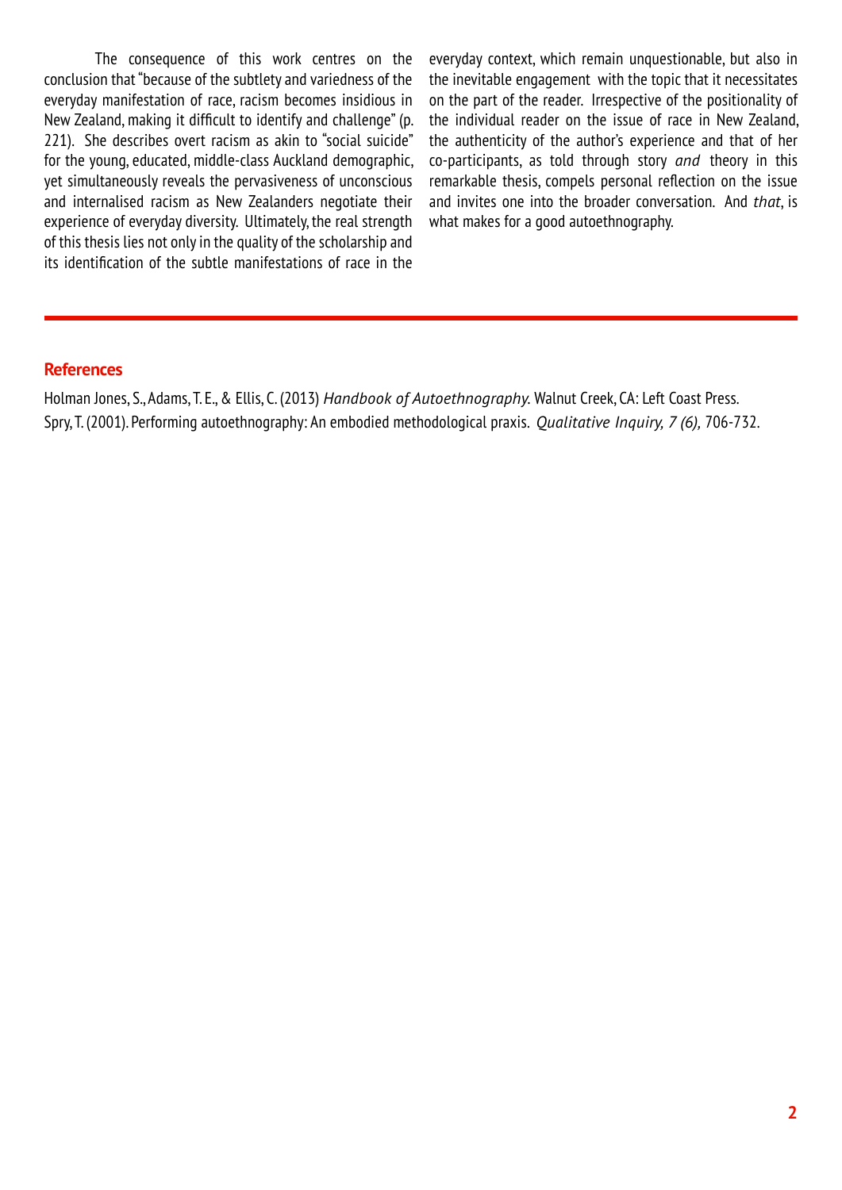The consequence of this work centres on the conclusion that "because of the subtlety and variedness of the everyday manifestation of race, racism becomes insidious in New Zealand, making it difficult to identify and challenge" (p. 221). She describes overt racism as akin to "social suicide" for the young, educated, middle-class Auckland demographic, yet simultaneously reveals the pervasiveness of unconscious and internalised racism as New Zealanders negotiate their experience of everyday diversity. Ultimately, the real strength of this thesis lies not only in the quality of the scholarship and its identification of the subtle manifestations of race in the everyday context, which remain unquestionable, but also in the inevitable engagement with the topic that it necessitates on the part of the reader. Irrespective of the positionality of the individual reader on the issue of race in New Zealand, the authenticity of the author's experience and that of her co-participants, as told through story *and* theory in this remarkable thesis, compels personal reflection on the issue and invites one into the broader conversation. And *that*, is what makes for a good autoethnography.

## References

Holman Jones, S., Adams, T. E., & Ellis, C. (2013) *Handbook of Autoethnography.* Walnut Creek, CA: Left Coast Press.

Spry, T. (2001). Performing autoethnography: An embodied methodological praxis. *Qualitative Inquiry, 7 (6),* 706-732.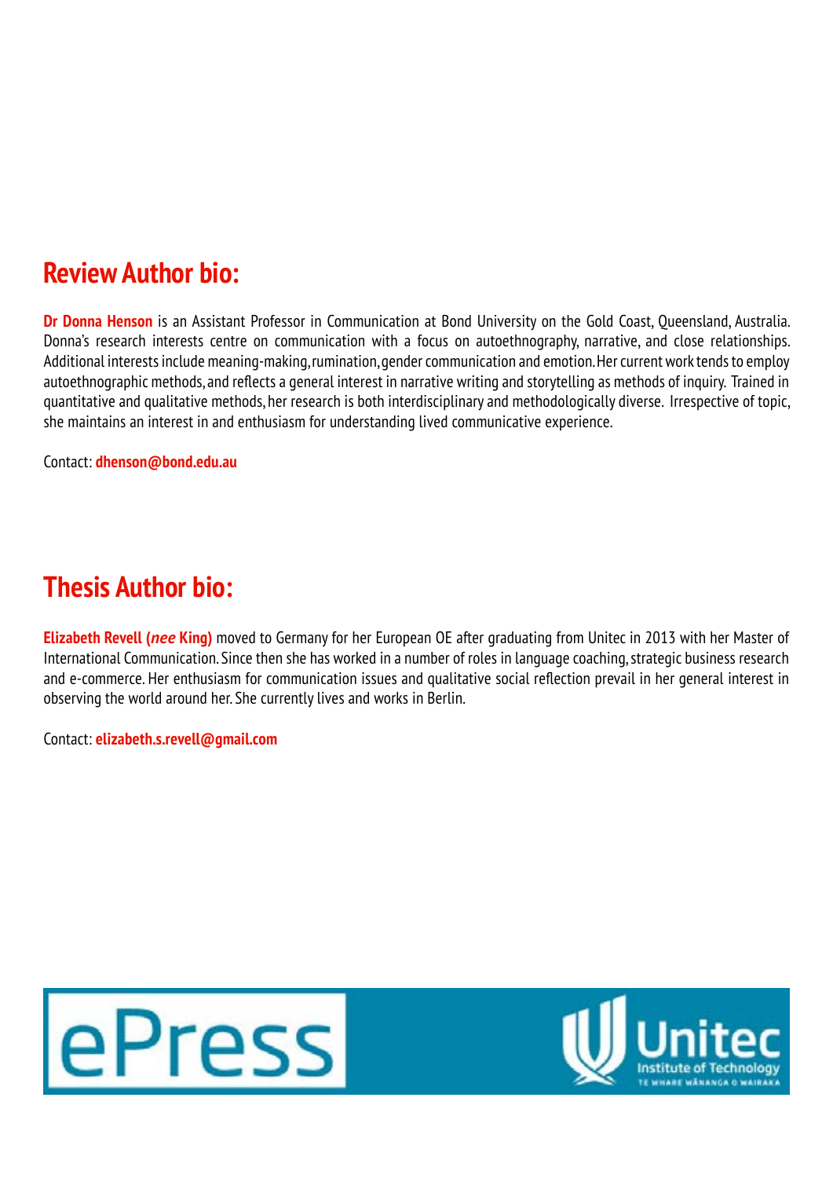## Review Author bio:

**Dr Donna Henson** is an Assistant Professor in Communication at Bond University on the Gold Coast, Queensland, Australia. Donna's research interests centre on communication with a focus on autoethnography, narrative, and close relationships. Additional interests include meaning-making, rumination, gender communication and emotion. Her current work tends to employ autoethnographic methods, and reflects a general interest in narrative writing and storytelling as methods of inquiry. Trained in quantitative and qualitative methods, her research is both interdisciplinary and methodologically diverse. Irrespective of topic, she maintains an interest in and enthusiasm for understanding lived communicative experience.

Contact: **dhenson@bond.edu.au**

## Thesis Author bio:

**Elizabeth Revell (*nee* King)** moved to Germany for her European OE after graduating from Unitec in 2013 with her Master of International Communication. Since then she has worked in a number of roles in language coaching, strategic business research and e-commerce. Her enthusiasm for communication issues and qualitative social reflection prevail in her general interest in observing the world around her. She currently lives and works in Berlin.

Contact: **elizabeth.s.revell@gmail.com**

ePress

Unitec Institute of Technology
TE WHARE WĀNANGA O WAIRAKA